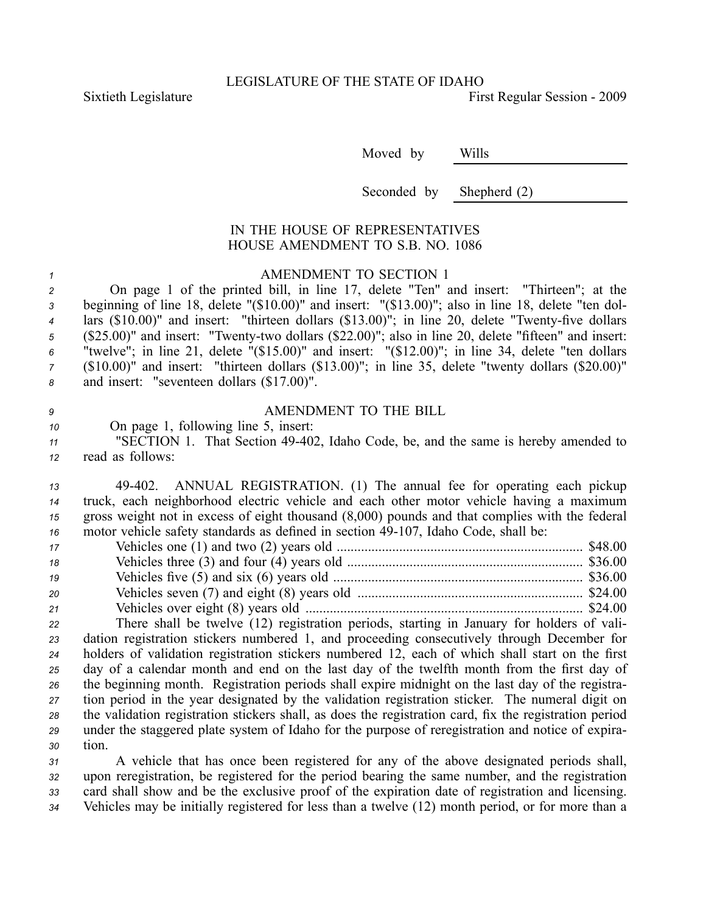LEGISLATURE OF THE STATE OF IDAHO

Sixtieth Legislature First Regular Session - 2009

Moved by Wills

Seconded by Shepherd (2)

IN THE HOUSE OF REPRESENTATIVES
HOUSE AMENDMENT TO S.B. NO. 1086

AMENDMENT TO SECTION 1

On page 1 of the printed bill, in line 17, delete "Ten" and insert: "Thirteen"; at the beginning of line 18, delete "($10.00)" and insert: "($13.00)"; also in line 18, delete "ten dollars ($10.00)" and insert: "thirteen dollars ($13.00)"; in line 20, delete "Twenty-five dollars ($25.00)" and insert: "Twenty-two dollars ($22.00)"; also in line 20, delete "fifteen" and insert: "twelve"; in line 21, delete "($15.00)" and insert: "($12.00)"; in line 34, delete "ten dollars ($10.00)" and insert: "thirteen dollars ($13.00)"; in line 35, delete "twenty dollars ($20.00)" and insert: "seventeen dollars ($17.00)".

AMENDMENT TO THE BILL

On page 1, following line 5, insert:

"SECTION 1. That Section 49-402, Idaho Code, be, and the same is hereby amended to read as follows:

49-402. ANNUAL REGISTRATION. (1) The annual fee for operating each pickup truck, each neighborhood electric vehicle and each other motor vehicle having a maximum gross weight not in excess of eight thousand (8,000) pounds and that complies with the federal motor vehicle safety standards as defined in section 49-107, Idaho Code, shall be:

Vehicles one (1) and two (2) years old ...................................................................... $48.00
Vehicles three (3) and four (4) years old .................................................................... $36.00
Vehicles five (5) and six (6) years old ........................................................................ $36.00
Vehicles seven (7) and eight (8) years old ................................................................. $24.00
Vehicles over eight (8) years old ................................................................................ $24.00

There shall be twelve (12) registration periods, starting in January for holders of validation registration stickers numbered 1, and proceeding consecutively through December for holders of validation registration stickers numbered 12, each of which shall start on the first day of a calendar month and end on the last day of the twelfth month from the first day of the beginning month. Registration periods shall expire midnight on the last day of the registration period in the year designated by the validation registration sticker. The numeral digit on the validation registration stickers shall, as does the registration card, fix the registration period under the staggered plate system of Idaho for the purpose of reregistration and notice of expiration.

A vehicle that has once been registered for any of the above designated periods shall, upon reregistration, be registered for the period bearing the same number, and the registration card shall show and be the exclusive proof of the expiration date of registration and licensing. Vehicles may be initially registered for less than a twelve (12) month period, or for more than a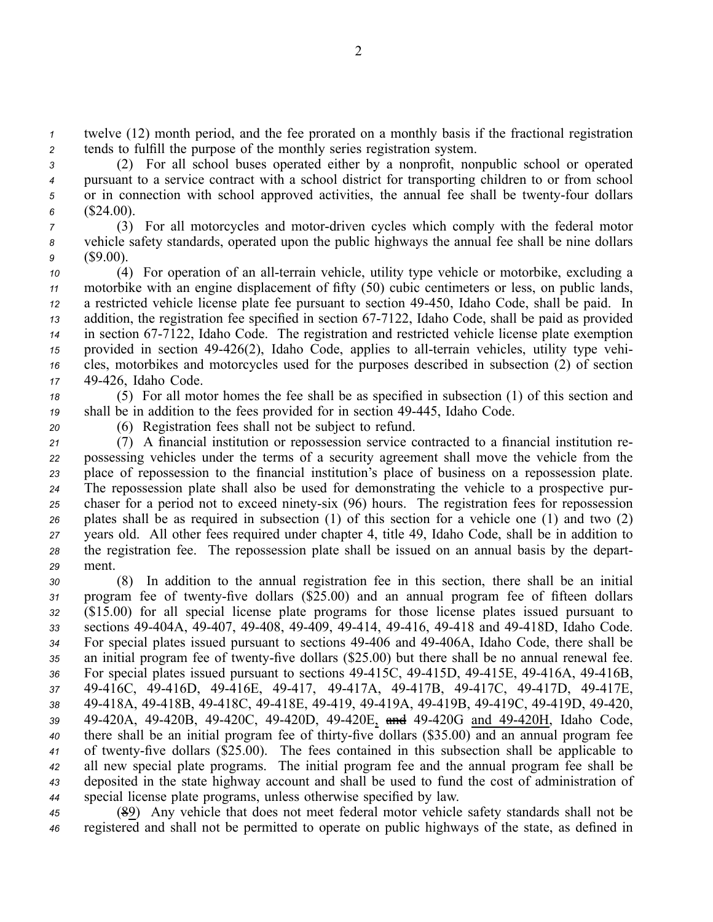twelve (12) month period, and the fee prorated on a monthly basis if the fractional registration tends to fulfill the purpose of the monthly series registration system.

(2) For all school buses operated either by a nonprofit, nonpublic school or operated pursuant to a service contract with a school district for transporting children to or from school or in connection with school approved activities, the annual fee shall be twenty-four dollars ($24.00).

(3) For all motorcycles and motor-driven cycles which comply with the federal motor vehicle safety standards, operated upon the public highways the annual fee shall be nine dollars ($9.00).

(4) For operation of an all-terrain vehicle, utility type vehicle or motorbike, excluding a motorbike with an engine displacement of fifty (50) cubic centimeters or less, on public lands, a restricted vehicle license plate fee pursuant to section 49-450, Idaho Code, shall be paid. In addition, the registration fee specified in section 67-7122, Idaho Code, shall be paid as provided in section 67-7122, Idaho Code. The registration and restricted vehicle license plate exemption provided in section 49-426(2), Idaho Code, applies to all-terrain vehicles, utility type vehicles, motorbikes and motorcycles used for the purposes described in subsection (2) of section 49-426, Idaho Code.

(5) For all motor homes the fee shall be as specified in subsection (1) of this section and shall be in addition to the fees provided for in section 49-445, Idaho Code.

(6) Registration fees shall not be subject to refund.

(7) A financial institution or repossession service contracted to a financial institution repossessing vehicles under the terms of a security agreement shall move the vehicle from the place of repossession to the financial institution's place of business on a repossession plate. The repossession plate shall also be used for demonstrating the vehicle to a prospective purchaser for a period not to exceed ninety-six (96) hours. The registration fees for repossession plates shall be as required in subsection (1) of this section for a vehicle one (1) and two (2) years old. All other fees required under chapter 4, title 49, Idaho Code, shall be in addition to the registration fee. The repossession plate shall be issued on an annual basis by the department.

(8) In addition to the annual registration fee in this section, there shall be an initial program fee of twenty-five dollars ($25.00) and an annual program fee of fifteen dollars ($15.00) for all special license plate programs for those license plates issued pursuant to sections 49-404A, 49-407, 49-408, 49-409, 49-414, 49-416, 49-418 and 49-418D, Idaho Code. For special plates issued pursuant to sections 49-406 and 49-406A, Idaho Code, there shall be an initial program fee of twenty-five dollars ($25.00) but there shall be no annual renewal fee. For special plates issued pursuant to sections 49-415C, 49-415D, 49-415E, 49-416A, 49-416B, 49-416C, 49-416D, 49-416E, 49-417, 49-417A, 49-417B, 49-417C, 49-417D, 49-417E, 49-418A, 49-418B, 49-418C, 49-418E, 49-419, 49-419A, 49-419B, 49-419C, 49-419D, 49-420, 49-420A, 49-420B, 49-420C, 49-420D, 49-420E, ~~and~~ 49-420G and 49-420H, Idaho Code, there shall be an initial program fee of thirty-five dollars ($35.00) and an annual program fee of twenty-five dollars ($25.00). The fees contained in this subsection shall be applicable to all new special plate programs. The initial program fee and the annual program fee shall be deposited in the state highway account and shall be used to fund the cost of administration of special license plate programs, unless otherwise specified by law.

(~~8~~9) Any vehicle that does not meet federal motor vehicle safety standards shall not be registered and shall not be permitted to operate on public highways of the state, as defined in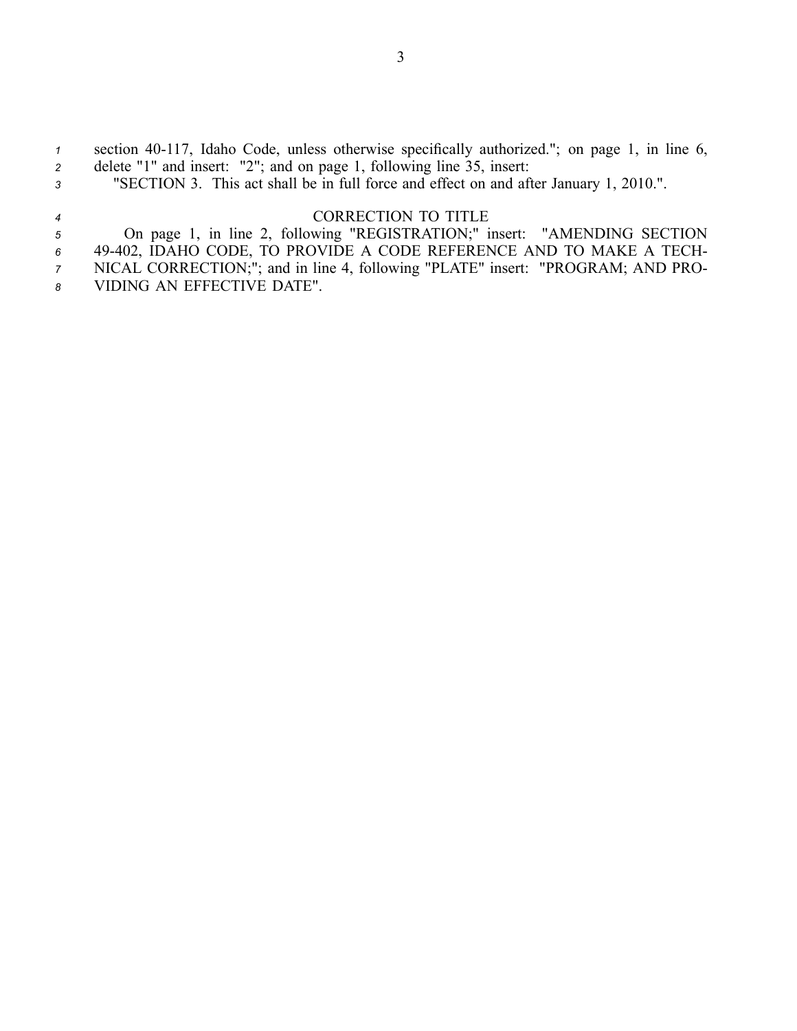section 40-117, Idaho Code, unless otherwise specifically authorized."; on page 1, in line 6, delete "1" and insert: "2"; and on page 1, following line 35, insert:

"SECTION 3. This act shall be in full force and effect on and after January 1, 2010.".

## CORRECTION TO TITLE

On page 1, in line 2, following "REGISTRATION;" insert: "AMENDING SECTION 49-402, IDAHO CODE, TO PROVIDE A CODE REFERENCE AND TO MAKE A TECHNICAL CORRECTION;"; and in line 4, following "PLATE" insert: "PROGRAM; AND PROVIDING AN EFFECTIVE DATE".